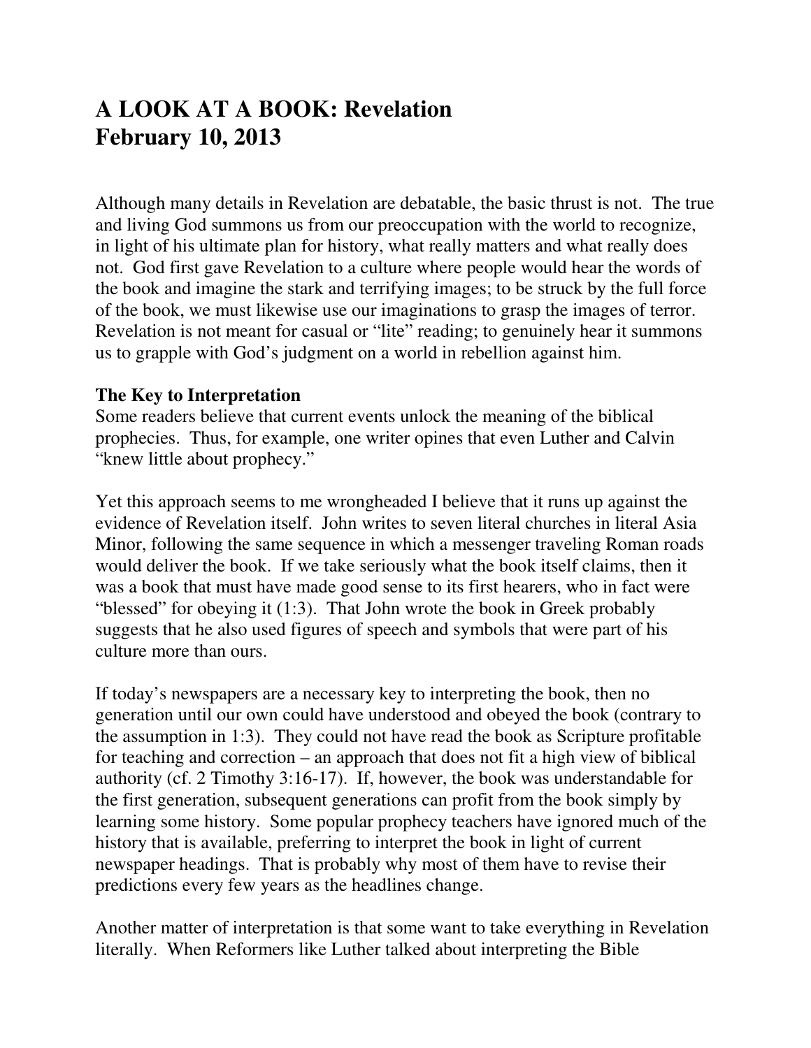# A LOOK AT A BOOK: Revelation
# February 10, 2013

Although many details in Revelation are debatable, the basic thrust is not. The true and living God summons us from our preoccupation with the world to recognize, in light of his ultimate plan for history, what really matters and what really does not. God first gave Revelation to a culture where people would hear the words of the book and imagine the stark and terrifying images; to be struck by the full force of the book, we must likewise use our imaginations to grasp the images of terror. Revelation is not meant for casual or "lite" reading; to genuinely hear it summons us to grapple with God's judgment on a world in rebellion against him.

**The Key to Interpretation**

Some readers believe that current events unlock the meaning of the biblical prophecies. Thus, for example, one writer opines that even Luther and Calvin "knew little about prophecy."

Yet this approach seems to me wrongheaded I believe that it runs up against the evidence of Revelation itself. John writes to seven literal churches in literal Asia Minor, following the same sequence in which a messenger traveling Roman roads would deliver the book. If we take seriously what the book itself claims, then it was a book that must have made good sense to its first hearers, who in fact were "blessed" for obeying it (1:3). That John wrote the book in Greek probably suggests that he also used figures of speech and symbols that were part of his culture more than ours.

If today's newspapers are a necessary key to interpreting the book, then no generation until our own could have understood and obeyed the book (contrary to the assumption in 1:3). They could not have read the book as Scripture profitable for teaching and correction – an approach that does not fit a high view of biblical authority (cf. 2 Timothy 3:16-17). If, however, the book was understandable for the first generation, subsequent generations can profit from the book simply by learning some history. Some popular prophecy teachers have ignored much of the history that is available, preferring to interpret the book in light of current newspaper headings. That is probably why most of them have to revise their predictions every few years as the headlines change.

Another matter of interpretation is that some want to take everything in Revelation literally. When Reformers like Luther talked about interpreting the Bible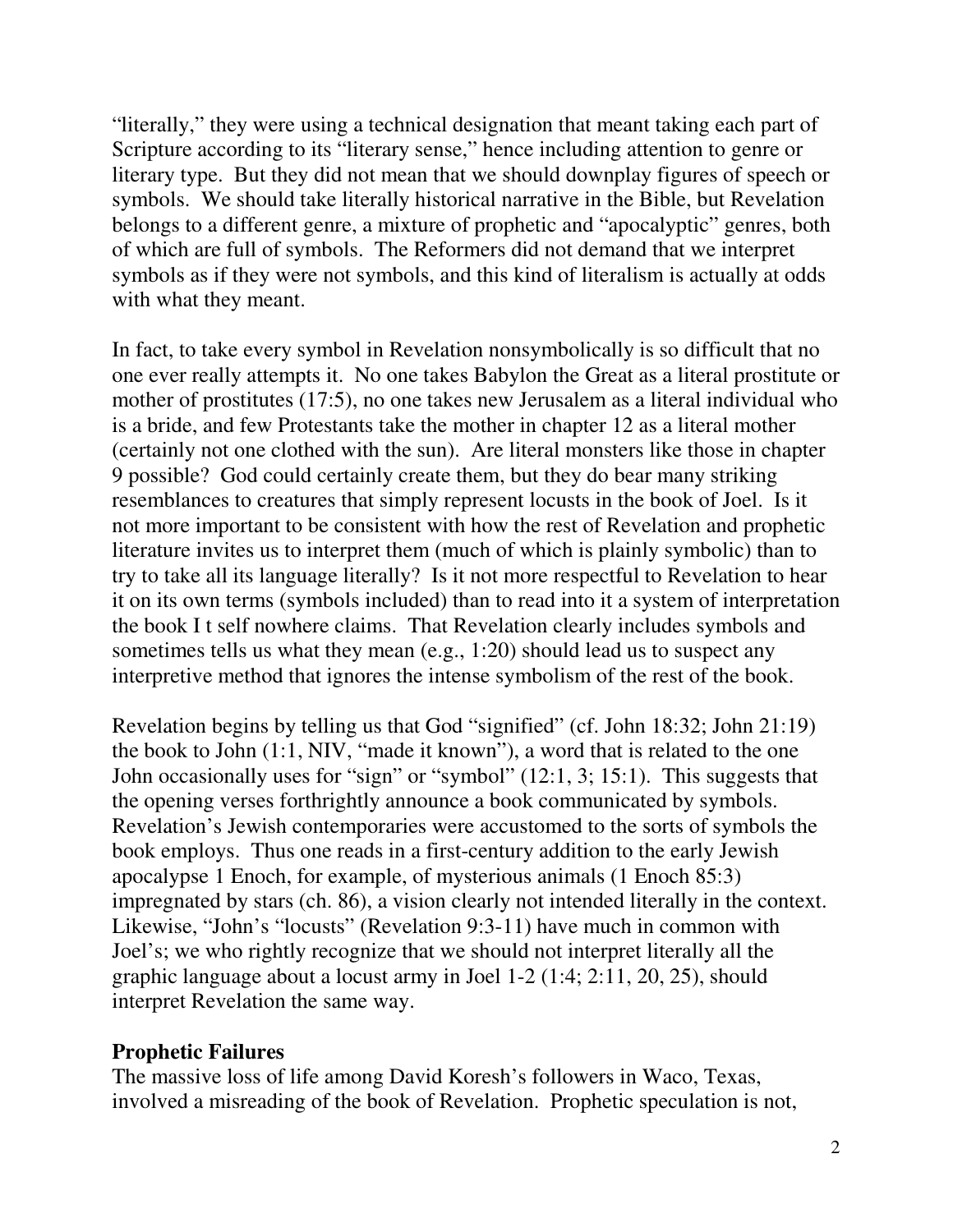"literally," they were using a technical designation that meant taking each part of Scripture according to its "literary sense," hence including attention to genre or literary type. But they did not mean that we should downplay figures of speech or symbols. We should take literally historical narrative in the Bible, but Revelation belongs to a different genre, a mixture of prophetic and "apocalyptic" genres, both of which are full of symbols. The Reformers did not demand that we interpret symbols as if they were not symbols, and this kind of literalism is actually at odds with what they meant.

In fact, to take every symbol in Revelation nonsymbolically is so difficult that no one ever really attempts it. No one takes Babylon the Great as a literal prostitute or mother of prostitutes (17:5), no one takes new Jerusalem as a literal individual who is a bride, and few Protestants take the mother in chapter 12 as a literal mother (certainly not one clothed with the sun). Are literal monsters like those in chapter 9 possible? God could certainly create them, but they do bear many striking resemblances to creatures that simply represent locusts in the book of Joel. Is it not more important to be consistent with how the rest of Revelation and prophetic literature invites us to interpret them (much of which is plainly symbolic) than to try to take all its language literally? Is it not more respectful to Revelation to hear it on its own terms (symbols included) than to read into it a system of interpretation the book I t self nowhere claims. That Revelation clearly includes symbols and sometimes tells us what they mean (e.g., 1:20) should lead us to suspect any interpretive method that ignores the intense symbolism of the rest of the book.

Revelation begins by telling us that God "signified" (cf. John 18:32; John 21:19) the book to John (1:1, NIV, "made it known"), a word that is related to the one John occasionally uses for "sign" or "symbol" (12:1, 3; 15:1). This suggests that the opening verses forthrightly announce a book communicated by symbols. Revelation's Jewish contemporaries were accustomed to the sorts of symbols the book employs. Thus one reads in a first-century addition to the early Jewish apocalypse 1 Enoch, for example, of mysterious animals (1 Enoch 85:3) impregnated by stars (ch. 86), a vision clearly not intended literally in the context. Likewise, "John's "locusts" (Revelation 9:3-11) have much in common with Joel's; we who rightly recognize that we should not interpret literally all the graphic language about a locust army in Joel 1-2 (1:4; 2:11, 20, 25), should interpret Revelation the same way.

**Prophetic Failures**

The massive loss of life among David Koresh's followers in Waco, Texas, involved a misreading of the book of Revelation. Prophetic speculation is not,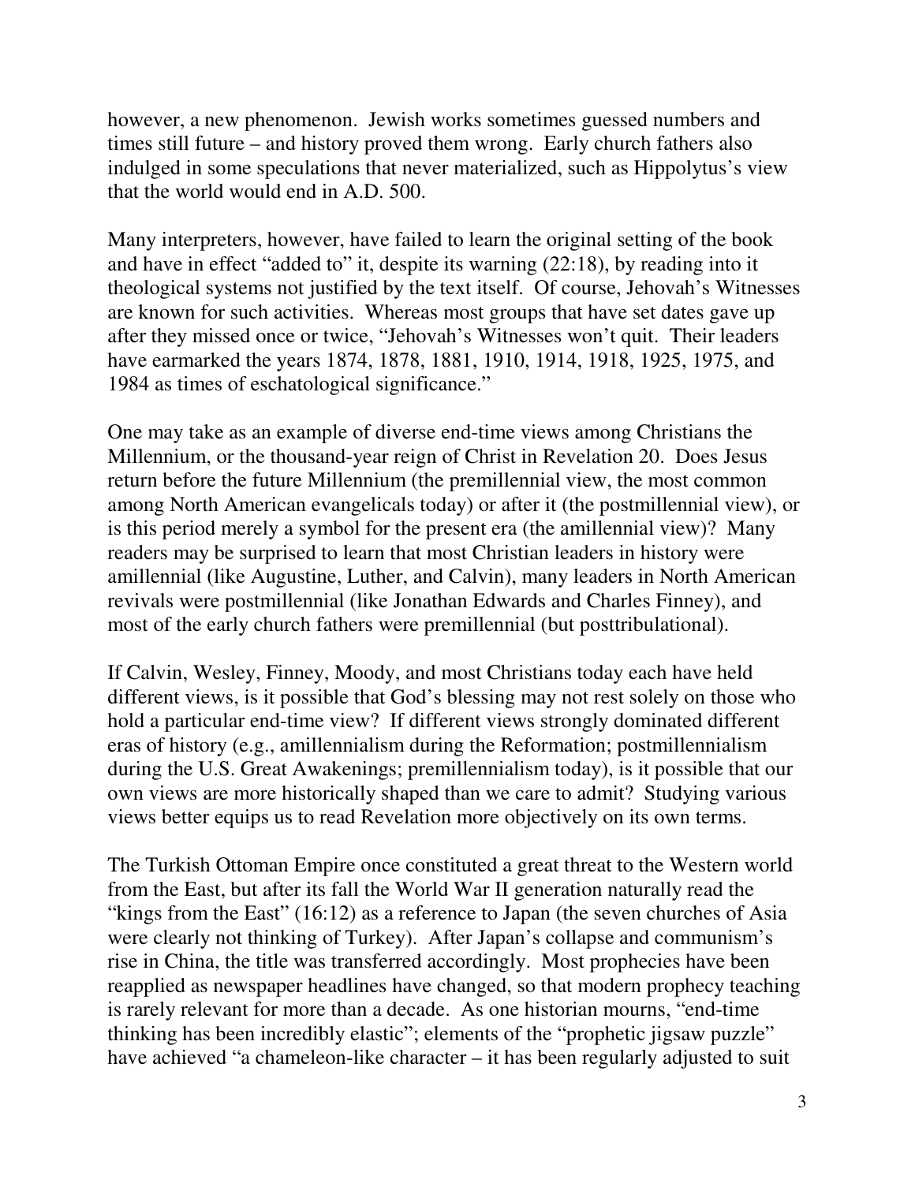however, a new phenomenon. Jewish works sometimes guessed numbers and times still future – and history proved them wrong. Early church fathers also indulged in some speculations that never materialized, such as Hippolytus's view that the world would end in A.D. 500.

Many interpreters, however, have failed to learn the original setting of the book and have in effect "added to" it, despite its warning (22:18), by reading into it theological systems not justified by the text itself. Of course, Jehovah's Witnesses are known for such activities. Whereas most groups that have set dates gave up after they missed once or twice, "Jehovah's Witnesses won't quit. Their leaders have earmarked the years 1874, 1878, 1881, 1910, 1914, 1918, 1925, 1975, and 1984 as times of eschatological significance."

One may take as an example of diverse end-time views among Christians the Millennium, or the thousand-year reign of Christ in Revelation 20. Does Jesus return before the future Millennium (the premillennial view, the most common among North American evangelicals today) or after it (the postmillennial view), or is this period merely a symbol for the present era (the amillennial view)? Many readers may be surprised to learn that most Christian leaders in history were amillennial (like Augustine, Luther, and Calvin), many leaders in North American revivals were postmillennial (like Jonathan Edwards and Charles Finney), and most of the early church fathers were premillennial (but posttribulational).

If Calvin, Wesley, Finney, Moody, and most Christians today each have held different views, is it possible that God's blessing may not rest solely on those who hold a particular end-time view? If different views strongly dominated different eras of history (e.g., amillennialism during the Reformation; postmillennialism during the U.S. Great Awakenings; premillennialism today), is it possible that our own views are more historically shaped than we care to admit? Studying various views better equips us to read Revelation more objectively on its own terms.

The Turkish Ottoman Empire once constituted a great threat to the Western world from the East, but after its fall the World War II generation naturally read the "kings from the East" (16:12) as a reference to Japan (the seven churches of Asia were clearly not thinking of Turkey). After Japan's collapse and communism's rise in China, the title was transferred accordingly. Most prophecies have been reapplied as newspaper headlines have changed, so that modern prophecy teaching is rarely relevant for more than a decade. As one historian mourns, "end-time thinking has been incredibly elastic"; elements of the "prophetic jigsaw puzzle" have achieved "a chameleon-like character – it has been regularly adjusted to suit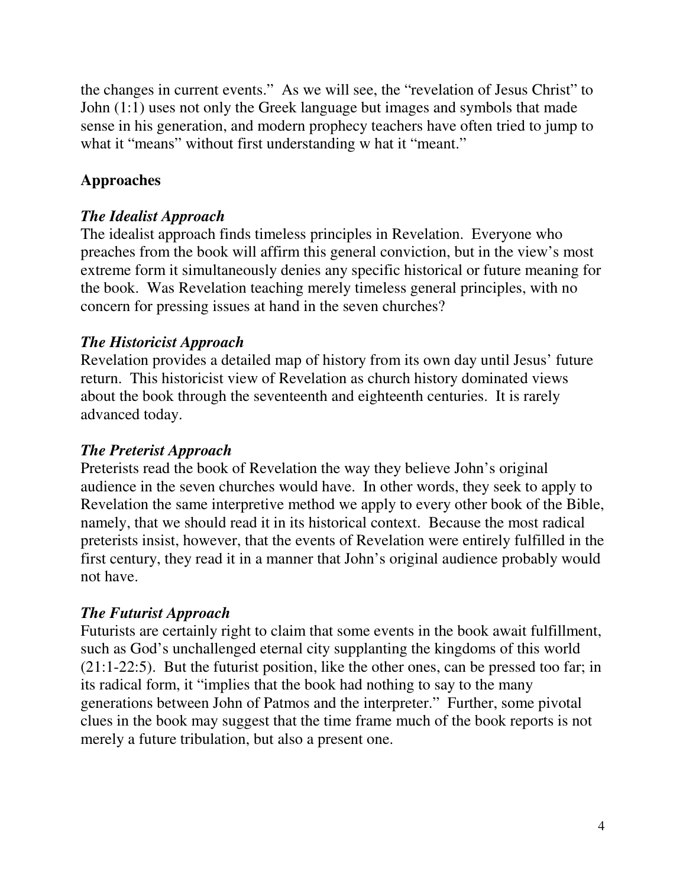the changes in current events." As we will see, the "revelation of Jesus Christ" to John (1:1) uses not only the Greek language but images and symbols that made sense in his generation, and modern prophecy teachers have often tried to jump to what it "means" without first understanding w hat it "meant."

## Approaches

### *The Idealist Approach*

The idealist approach finds timeless principles in Revelation. Everyone who preaches from the book will affirm this general conviction, but in the view's most extreme form it simultaneously denies any specific historical or future meaning for the book. Was Revelation teaching merely timeless general principles, with no concern for pressing issues at hand in the seven churches?

### *The Historicist Approach*

Revelation provides a detailed map of history from its own day until Jesus' future return. This historicist view of Revelation as church history dominated views about the book through the seventeenth and eighteenth centuries. It is rarely advanced today.

### *The Preterist Approach*

Preterists read the book of Revelation the way they believe John's original audience in the seven churches would have. In other words, they seek to apply to Revelation the same interpretive method we apply to every other book of the Bible, namely, that we should read it in its historical context. Because the most radical preterists insist, however, that the events of Revelation were entirely fulfilled in the first century, they read it in a manner that John's original audience probably would not have.

### *The Futurist Approach*

Futurists are certainly right to claim that some events in the book await fulfillment, such as God's unchallenged eternal city supplanting the kingdoms of this world (21:1-22:5). But the futurist position, like the other ones, can be pressed too far; in its radical form, it "implies that the book had nothing to say to the many generations between John of Patmos and the interpreter." Further, some pivotal clues in the book may suggest that the time frame much of the book reports is not merely a future tribulation, but also a present one.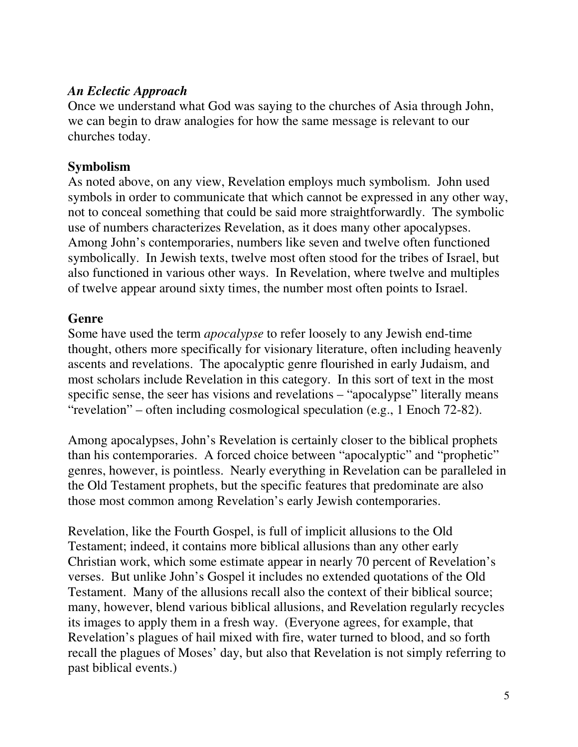### *An Eclectic Approach*

Once we understand what God was saying to the churches of Asia through John, we can begin to draw analogies for how the same message is relevant to our churches today.

## Symbolism

As noted above, on any view, Revelation employs much symbolism. John used symbols in order to communicate that which cannot be expressed in any other way, not to conceal something that could be said more straightforwardly. The symbolic use of numbers characterizes Revelation, as it does many other apocalypses. Among John's contemporaries, numbers like seven and twelve often functioned symbolically. In Jewish texts, twelve most often stood for the tribes of Israel, but also functioned in various other ways. In Revelation, where twelve and multiples of twelve appear around sixty times, the number most often points to Israel.

## Genre

Some have used the term *apocalypse* to refer loosely to any Jewish end-time thought, others more specifically for visionary literature, often including heavenly ascents and revelations. The apocalyptic genre flourished in early Judaism, and most scholars include Revelation in this category. In this sort of text in the most specific sense, the seer has visions and revelations – "apocalypse" literally means "revelation" – often including cosmological speculation (e.g., 1 Enoch 72-82).

Among apocalypses, John's Revelation is certainly closer to the biblical prophets than his contemporaries. A forced choice between "apocalyptic" and "prophetic" genres, however, is pointless. Nearly everything in Revelation can be paralleled in the Old Testament prophets, but the specific features that predominate are also those most common among Revelation's early Jewish contemporaries.

Revelation, like the Fourth Gospel, is full of implicit allusions to the Old Testament; indeed, it contains more biblical allusions than any other early Christian work, which some estimate appear in nearly 70 percent of Revelation's verses. But unlike John's Gospel it includes no extended quotations of the Old Testament. Many of the allusions recall also the context of their biblical source; many, however, blend various biblical allusions, and Revelation regularly recycles its images to apply them in a fresh way. (Everyone agrees, for example, that Revelation's plagues of hail mixed with fire, water turned to blood, and so forth recall the plagues of Moses' day, but also that Revelation is not simply referring to past biblical events.)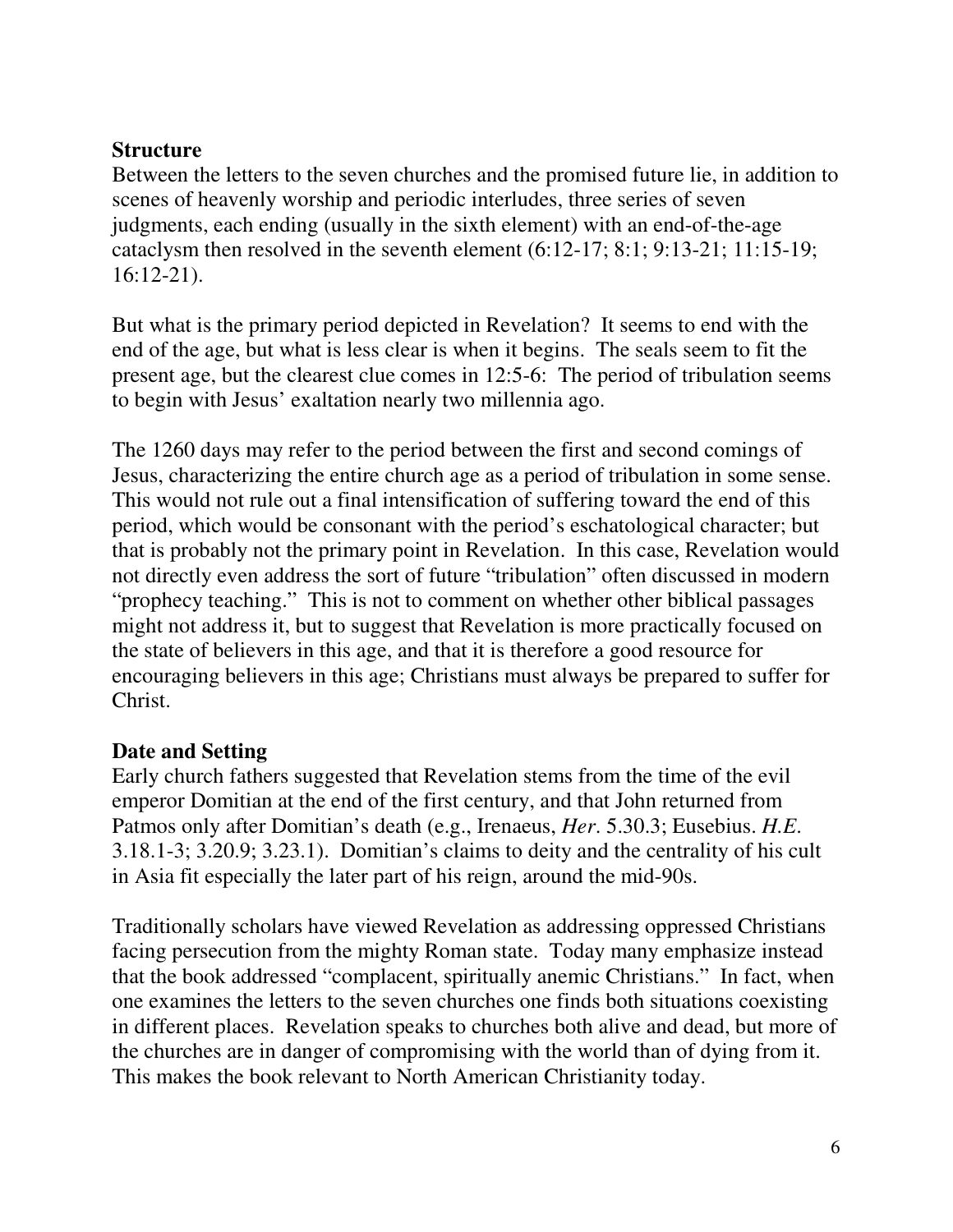**Structure**

Between the letters to the seven churches and the promised future lie, in addition to scenes of heavenly worship and periodic interludes, three series of seven judgments, each ending (usually in the sixth element) with an end-of-the-age cataclysm then resolved in the seventh element (6:12-17; 8:1; 9:13-21; 11:15-19; 16:12-21).

But what is the primary period depicted in Revelation? It seems to end with the end of the age, but what is less clear is when it begins. The seals seem to fit the present age, but the clearest clue comes in 12:5-6: The period of tribulation seems to begin with Jesus' exaltation nearly two millennia ago.

The 1260 days may refer to the period between the first and second comings of Jesus, characterizing the entire church age as a period of tribulation in some sense. This would not rule out a final intensification of suffering toward the end of this period, which would be consonant with the period's eschatological character; but that is probably not the primary point in Revelation. In this case, Revelation would not directly even address the sort of future "tribulation" often discussed in modern "prophecy teaching." This is not to comment on whether other biblical passages might not address it, but to suggest that Revelation is more practically focused on the state of believers in this age, and that it is therefore a good resource for encouraging believers in this age; Christians must always be prepared to suffer for Christ.

**Date and Setting**

Early church fathers suggested that Revelation stems from the time of the evil emperor Domitian at the end of the first century, and that John returned from Patmos only after Domitian's death (e.g., Irenaeus, *Her.* 5.30.3; Eusebius. *H.E.* 3.18.1-3; 3.20.9; 3.23.1). Domitian's claims to deity and the centrality of his cult in Asia fit especially the later part of his reign, around the mid-90s.

Traditionally scholars have viewed Revelation as addressing oppressed Christians facing persecution from the mighty Roman state. Today many emphasize instead that the book addressed "complacent, spiritually anemic Christians." In fact, when one examines the letters to the seven churches one finds both situations coexisting in different places. Revelation speaks to churches both alive and dead, but more of the churches are in danger of compromising with the world than of dying from it. This makes the book relevant to North American Christianity today.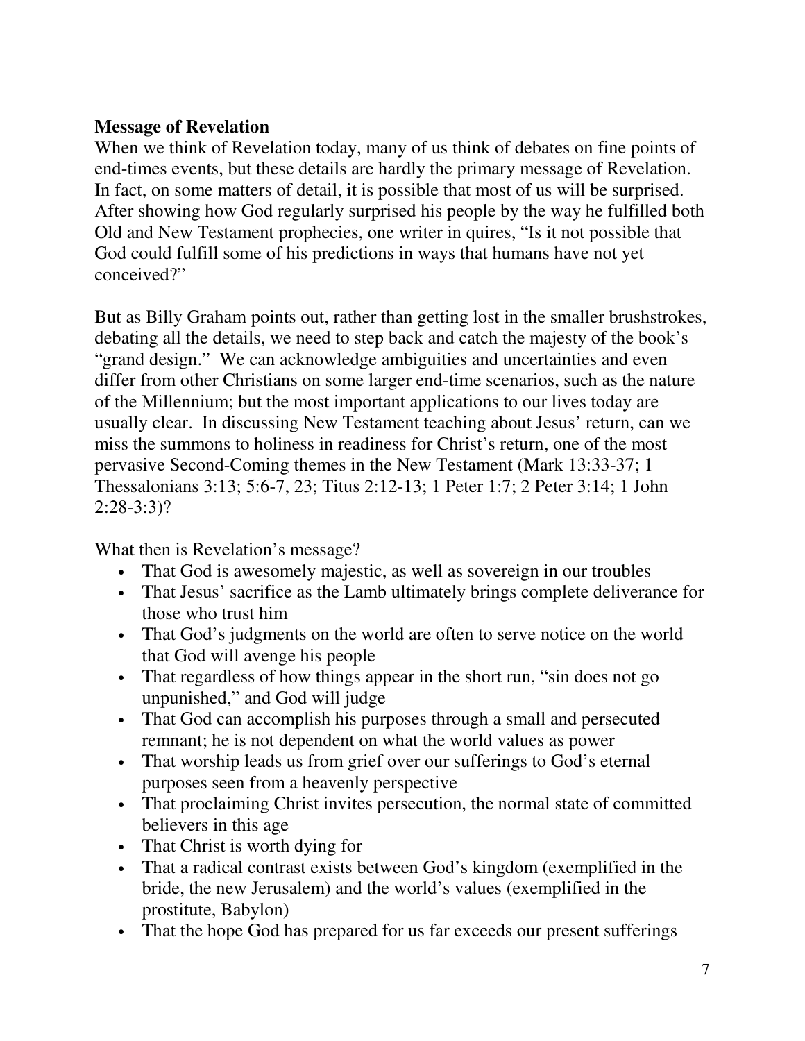**Message of Revelation**

When we think of Revelation today, many of us think of debates on fine points of end-times events, but these details are hardly the primary message of Revelation. In fact, on some matters of detail, it is possible that most of us will be surprised. After showing how God regularly surprised his people by the way he fulfilled both Old and New Testament prophecies, one writer in quires, "Is it not possible that God could fulfill some of his predictions in ways that humans have not yet conceived?"

But as Billy Graham points out, rather than getting lost in the smaller brushstrokes, debating all the details, we need to step back and catch the majesty of the book's "grand design." We can acknowledge ambiguities and uncertainties and even differ from other Christians on some larger end-time scenarios, such as the nature of the Millennium; but the most important applications to our lives today are usually clear. In discussing New Testament teaching about Jesus' return, can we miss the summons to holiness in readiness for Christ's return, one of the most pervasive Second-Coming themes in the New Testament (Mark 13:33-37; 1 Thessalonians 3:13; 5:6-7, 23; Titus 2:12-13; 1 Peter 1:7; 2 Peter 3:14; 1 John 2:28-3:3)?

What then is Revelation's message?

- That God is awesomely majestic, as well as sovereign in our troubles
- That Jesus' sacrifice as the Lamb ultimately brings complete deliverance for those who trust him
- That God's judgments on the world are often to serve notice on the world that God will avenge his people
- That regardless of how things appear in the short run, "sin does not go unpunished," and God will judge
- That God can accomplish his purposes through a small and persecuted remnant; he is not dependent on what the world values as power
- That worship leads us from grief over our sufferings to God's eternal purposes seen from a heavenly perspective
- That proclaiming Christ invites persecution, the normal state of committed believers in this age
- That Christ is worth dying for
- That a radical contrast exists between God's kingdom (exemplified in the bride, the new Jerusalem) and the world's values (exemplified in the prostitute, Babylon)
- That the hope God has prepared for us far exceeds our present sufferings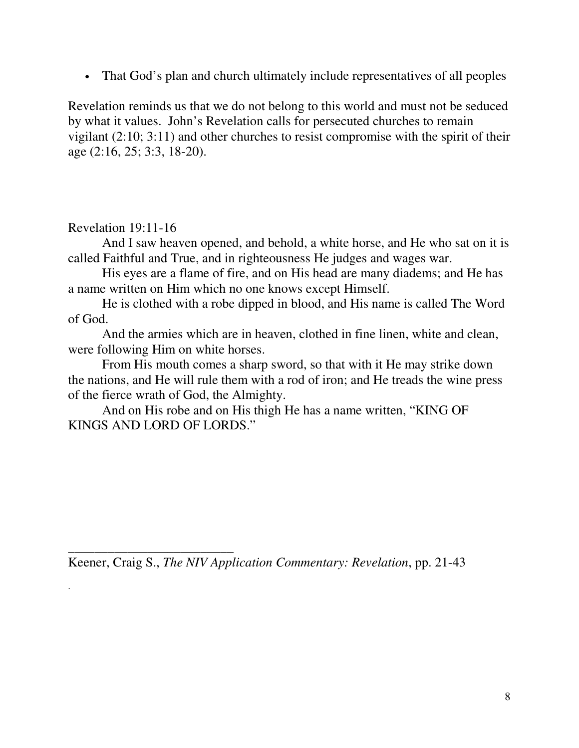- That God's plan and church ultimately include representatives of all peoples

Revelation reminds us that we do not belong to this world and must not be seduced by what it values. John's Revelation calls for persecuted churches to remain vigilant (2:10; 3:11) and other churches to resist compromise with the spirit of their age (2:16, 25; 3:3, 18-20).

Revelation 19:11-16

And I saw heaven opened, and behold, a white horse, and He who sat on it is called Faithful and True, and in righteousness He judges and wages war.

His eyes are a flame of fire, and on His head are many diadems; and He has a name written on Him which no one knows except Himself.

He is clothed with a robe dipped in blood, and His name is called The Word of God.

And the armies which are in heaven, clothed in fine linen, white and clean, were following Him on white horses.

From His mouth comes a sharp sword, so that with it He may strike down the nations, and He will rule them with a rod of iron; and He treads the wine press of the fierce wrath of God, the Almighty.

And on His robe and on His thigh He has a name written, "KING OF KINGS AND LORD OF LORDS."

---

Keener, Craig S., *The NIV Application Commentary: Revelation*, pp. 21-43